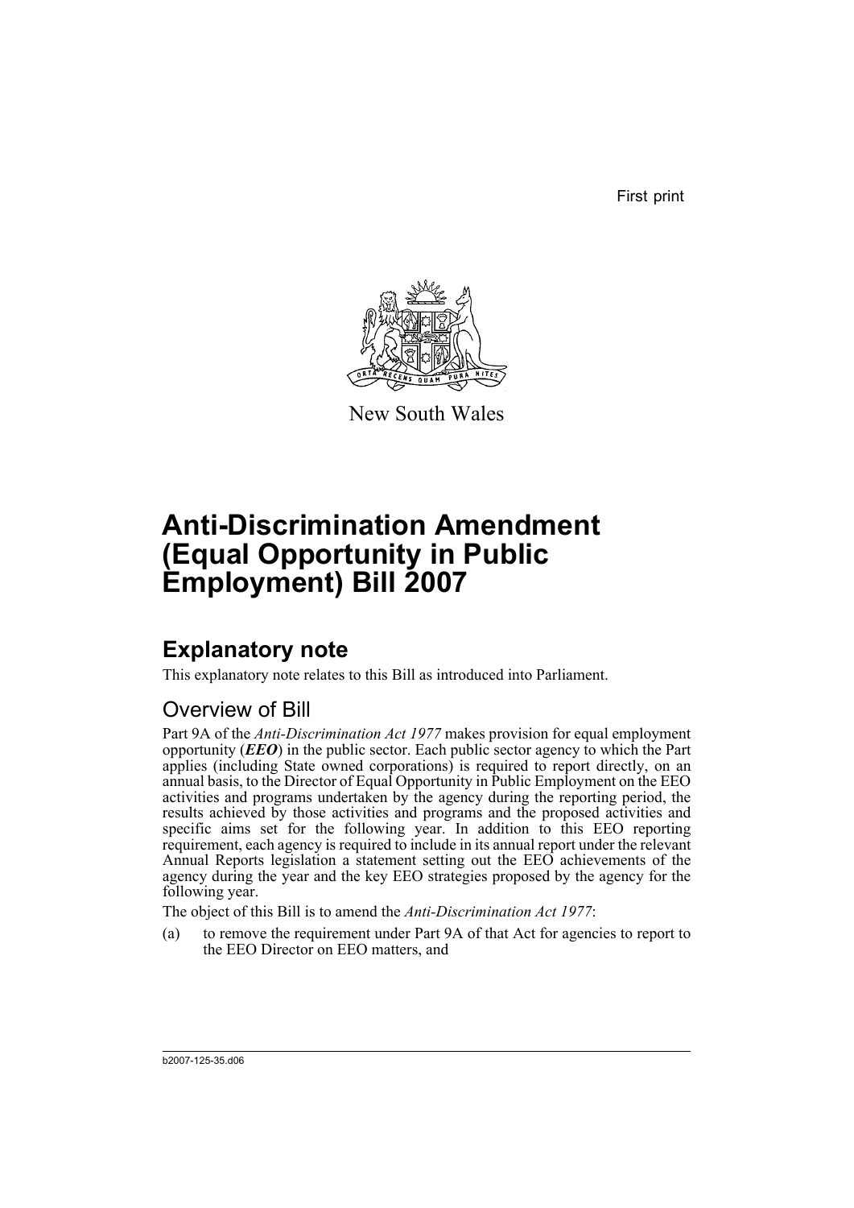First print

New South Wales

# Anti-Discrimination Amendment (Equal Opportunity in Public Employment) Bill 2007

## Explanatory note

This explanatory note relates to this Bill as introduced into Parliament.

### Overview of Bill

Part 9A of the *Anti-Discrimination Act 1977* makes provision for equal employment opportunity (***EEO***) in the public sector. Each public sector agency to which the Part applies (including State owned corporations) is required to report directly, on an annual basis, to the Director of Equal Opportunity in Public Employment on the EEO activities and programs undertaken by the agency during the reporting period, the results achieved by those activities and programs and the proposed activities and specific aims set for the following year. In addition to this EEO reporting requirement, each agency is required to include in its annual report under the relevant Annual Reports legislation a statement setting out the EEO achievements of the agency during the year and the key EEO strategies proposed by the agency for the following year.

The object of this Bill is to amend the *Anti-Discrimination Act 1977*:

(a) to remove the requirement under Part 9A of that Act for agencies to report to the EEO Director on EEO matters, and

b2007-125-35.d06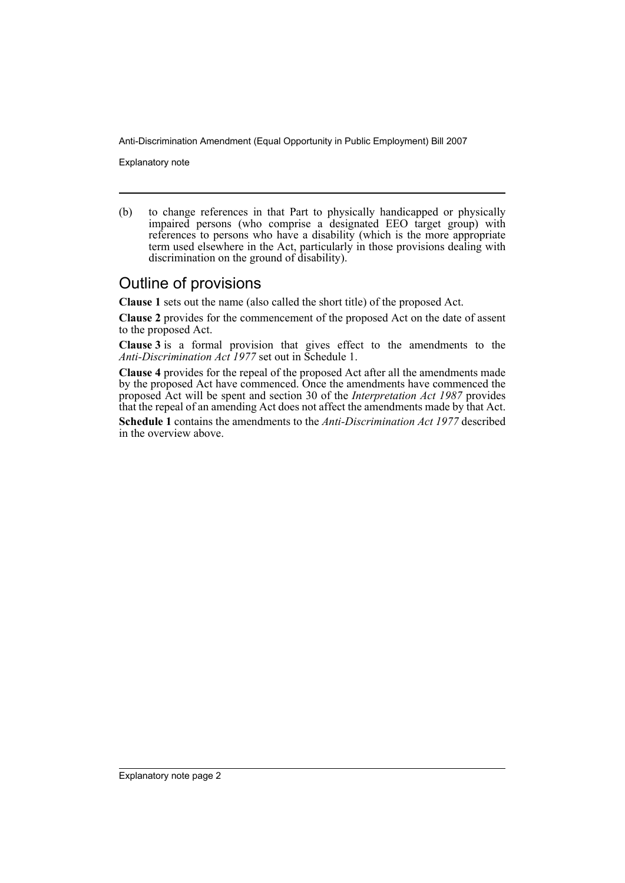(b) to change references in that Part to physically handicapped or physically impaired persons (who comprise a designated EEO target group) with references to persons who have a disability (which is the more appropriate term used elsewhere in the Act, particularly in those provisions dealing with discrimination on the ground of disability).

## Outline of provisions

**Clause 1** sets out the name (also called the short title) of the proposed Act.

**Clause 2** provides for the commencement of the proposed Act on the date of assent to the proposed Act.

**Clause 3** is a formal provision that gives effect to the amendments to the *Anti-Discrimination Act 1977* set out in Schedule 1.

**Clause 4** provides for the repeal of the proposed Act after all the amendments made by the proposed Act have commenced. Once the amendments have commenced the proposed Act will be spent and section 30 of the *Interpretation Act 1987* provides that the repeal of an amending Act does not affect the amendments made by that Act.

**Schedule 1** contains the amendments to the *Anti-Discrimination Act 1977* described in the overview above.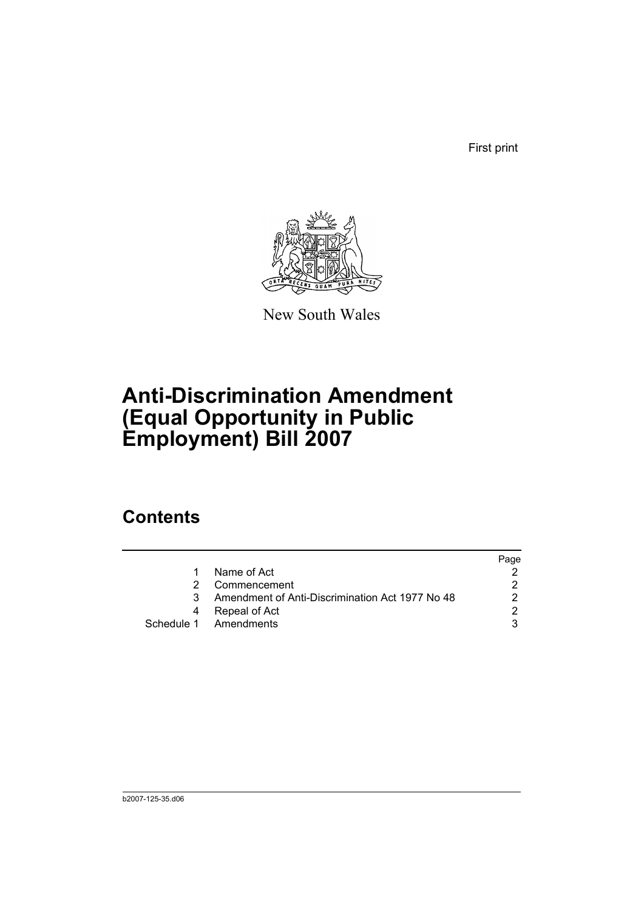First print

New South Wales

# Anti-Discrimination Amendment (Equal Opportunity in Public Employment) Bill 2007

## Contents

| | | Page |
|---|---|---|
| 1 | Name of Act | 2 |
| 2 | Commencement | 2 |
| 3 | Amendment of Anti-Discrimination Act 1977 No 48 | 2 |
| 4 | Repeal of Act | 2 |
| Schedule 1 | Amendments | 3 |

b2007-125-35.d06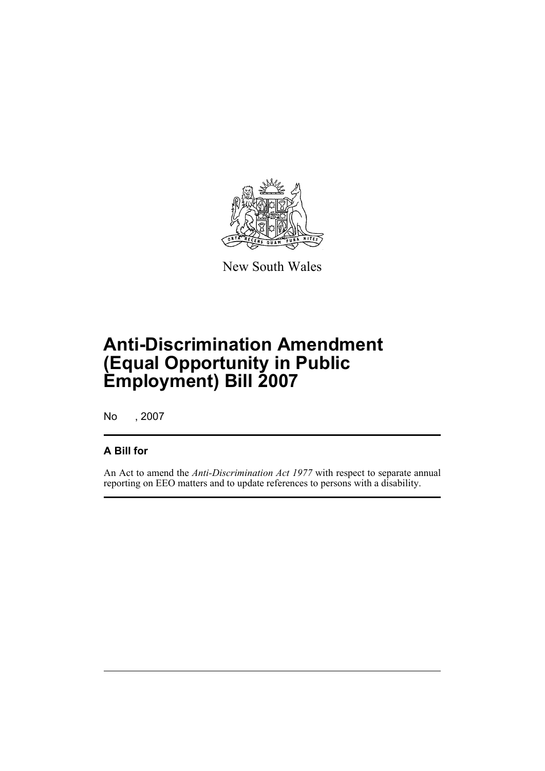New South Wales

# Anti-Discrimination Amendment (Equal Opportunity in Public Employment) Bill 2007

No , 2007

## A Bill for

An Act to amend the *Anti-Discrimination Act 1977* with respect to separate annual reporting on EEO matters and to update references to persons with a disability.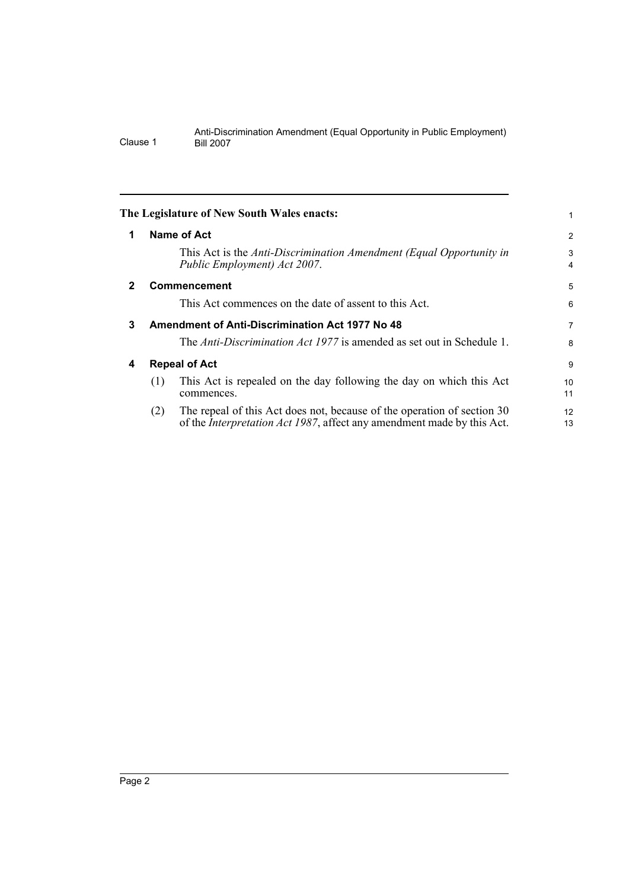**The Legislature of New South Wales enacts:**

## 1 Name of Act

This Act is the *Anti-Discrimination Amendment (Equal Opportunity in Public Employment) Act 2007*.

## 2 Commencement

This Act commences on the date of assent to this Act.

## 3 Amendment of Anti-Discrimination Act 1977 No 48

The *Anti-Discrimination Act 1977* is amended as set out in Schedule 1.

## 4 Repeal of Act

(1) This Act is repealed on the day following the day on which this Act commences.

(2) The repeal of this Act does not, because of the operation of section 30 of the *Interpretation Act 1987*, affect any amendment made by this Act.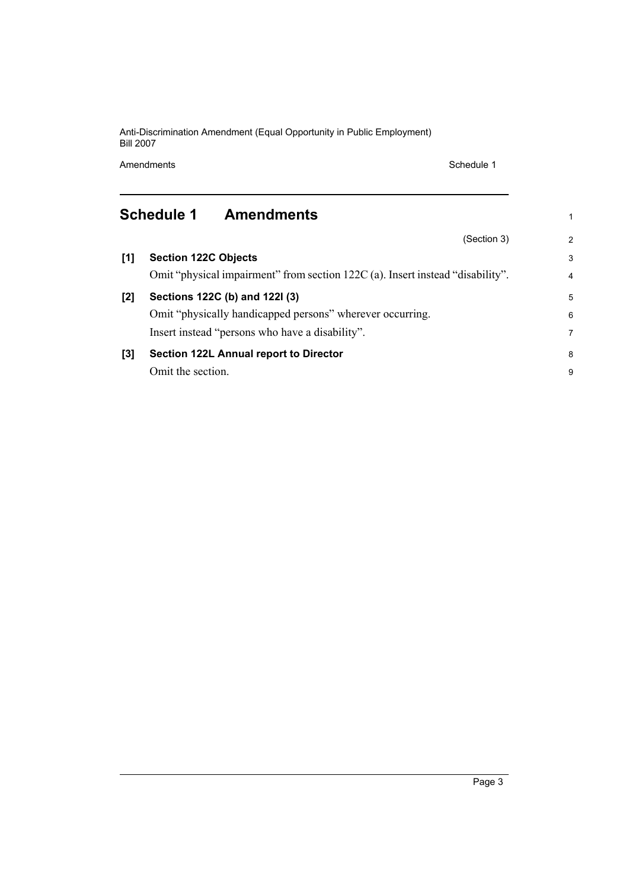# Schedule 1 Amendments

(Section 3)

**[1] Section 122C Objects**

Omit "physical impairment" from section 122C (a). Insert instead "disability".

**[2] Sections 122C (b) and 122I (3)**

Omit "physically handicapped persons" wherever occurring.

Insert instead "persons who have a disability".

**[3] Section 122L Annual report to Director**

Omit the section.